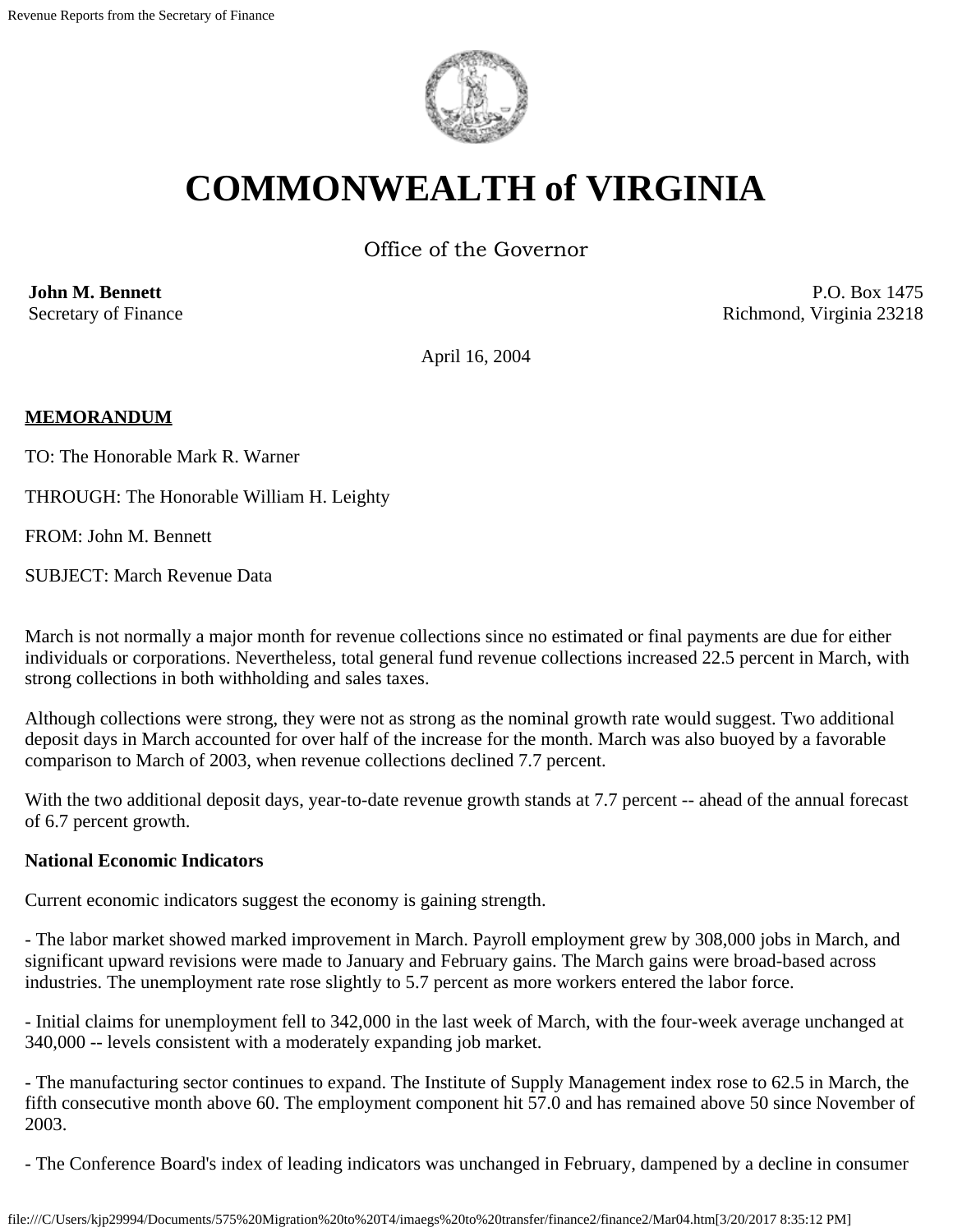# COMMONWEALTH of VIRGINIA

Office of the Governor

**John M. Bennett**
Secretary of Finance

P.O. Box 1475
Richmond, Virginia 23218

April 16, 2004

**MEMORANDUM**

TO: The Honorable Mark R. Warner

THROUGH: The Honorable William H. Leighty

FROM: John M. Bennett

SUBJECT: March Revenue Data

March is not normally a major month for revenue collections since no estimated or final payments are due for either individuals or corporations. Nevertheless, total general fund revenue collections increased 22.5 percent in March, with strong collections in both withholding and sales taxes.

Although collections were strong, they were not as strong as the nominal growth rate would suggest. Two additional deposit days in March accounted for over half of the increase for the month. March was also buoyed by a favorable comparison to March of 2003, when revenue collections declined 7.7 percent.

With the two additional deposit days, year-to-date revenue growth stands at 7.7 percent -- ahead of the annual forecast of 6.7 percent growth.

**National Economic Indicators**

Current economic indicators suggest the economy is gaining strength.

- The labor market showed marked improvement in March. Payroll employment grew by 308,000 jobs in March, and significant upward revisions were made to January and February gains. The March gains were broad-based across industries. The unemployment rate rose slightly to 5.7 percent as more workers entered the labor force.

- Initial claims for unemployment fell to 342,000 in the last week of March, with the four-week average unchanged at 340,000 -- levels consistent with a moderately expanding job market.

- The manufacturing sector continues to expand. The Institute of Supply Management index rose to 62.5 in March, the fifth consecutive month above 60. The employment component hit 57.0 and has remained above 50 since November of 2003.

- The Conference Board's index of leading indicators was unchanged in February, dampened by a decline in consumer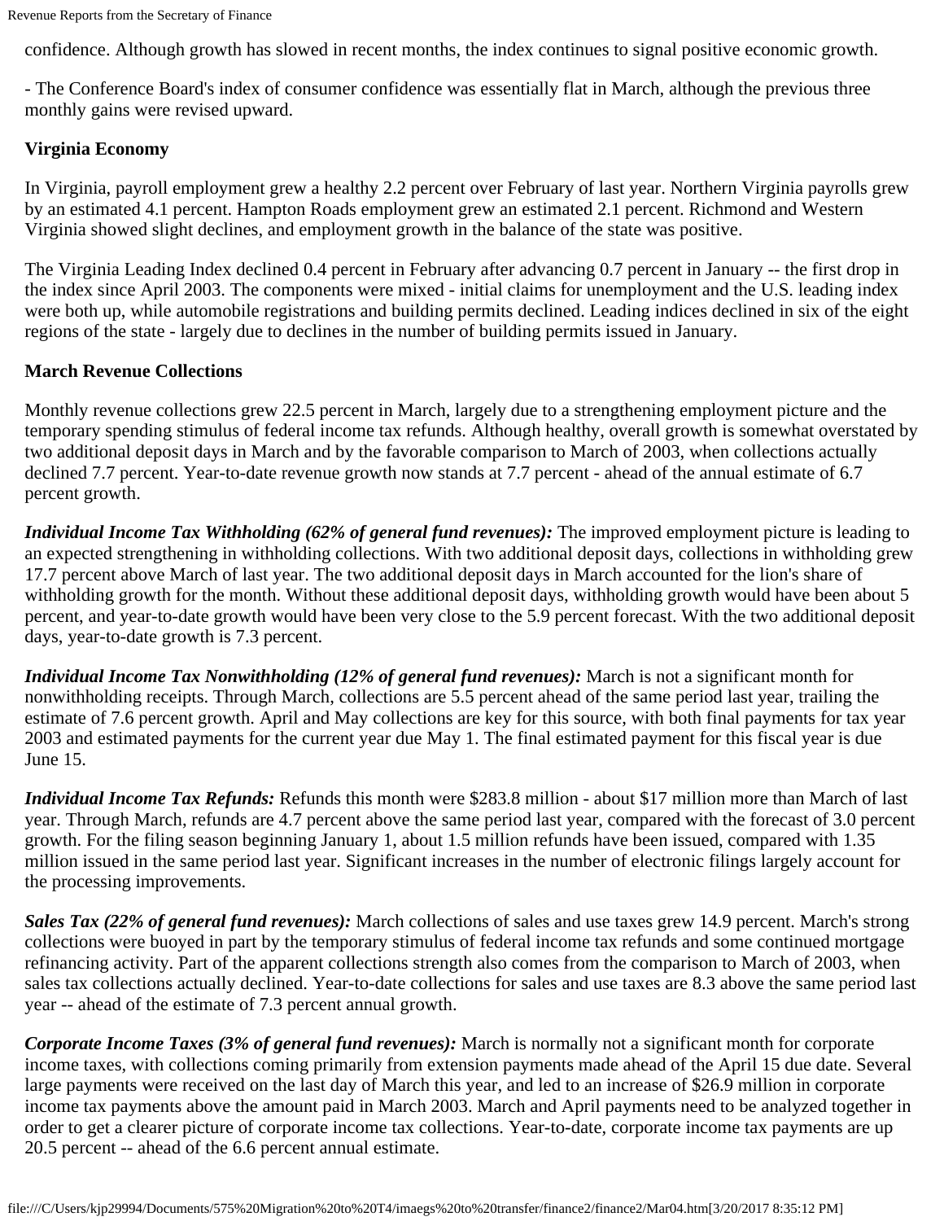confidence. Although growth has slowed in recent months, the index continues to signal positive economic growth.

- The Conference Board's index of consumer confidence was essentially flat in March, although the previous three monthly gains were revised upward.

**Virginia Economy**

In Virginia, payroll employment grew a healthy 2.2 percent over February of last year. Northern Virginia payrolls grew by an estimated 4.1 percent. Hampton Roads employment grew an estimated 2.1 percent. Richmond and Western Virginia showed slight declines, and employment growth in the balance of the state was positive.

The Virginia Leading Index declined 0.4 percent in February after advancing 0.7 percent in January -- the first drop in the index since April 2003. The components were mixed - initial claims for unemployment and the U.S. leading index were both up, while automobile registrations and building permits declined. Leading indices declined in six of the eight regions of the state - largely due to declines in the number of building permits issued in January.

**March Revenue Collections**

Monthly revenue collections grew 22.5 percent in March, largely due to a strengthening employment picture and the temporary spending stimulus of federal income tax refunds. Although healthy, overall growth is somewhat overstated by two additional deposit days in March and by the favorable comparison to March of 2003, when collections actually declined 7.7 percent. Year-to-date revenue growth now stands at 7.7 percent - ahead of the annual estimate of 6.7 percent growth.

***Individual Income Tax Withholding (62% of general fund revenues):*** The improved employment picture is leading to an expected strengthening in withholding collections. With two additional deposit days, collections in withholding grew 17.7 percent above March of last year. The two additional deposit days in March accounted for the lion's share of withholding growth for the month. Without these additional deposit days, withholding growth would have been about 5 percent, and year-to-date growth would have been very close to the 5.9 percent forecast. With the two additional deposit days, year-to-date growth is 7.3 percent.

***Individual Income Tax Nonwithholding (12% of general fund revenues):*** March is not a significant month for nonwithholding receipts. Through March, collections are 5.5 percent ahead of the same period last year, trailing the estimate of 7.6 percent growth. April and May collections are key for this source, with both final payments for tax year 2003 and estimated payments for the current year due May 1. The final estimated payment for this fiscal year is due June 15.

***Individual Income Tax Refunds:*** Refunds this month were $283.8 million - about $17 million more than March of last year. Through March, refunds are 4.7 percent above the same period last year, compared with the forecast of 3.0 percent growth. For the filing season beginning January 1, about 1.5 million refunds have been issued, compared with 1.35 million issued in the same period last year. Significant increases in the number of electronic filings largely account for the processing improvements.

***Sales Tax (22% of general fund revenues):*** March collections of sales and use taxes grew 14.9 percent. March's strong collections were buoyed in part by the temporary stimulus of federal income tax refunds and some continued mortgage refinancing activity. Part of the apparent collections strength also comes from the comparison to March of 2003, when sales tax collections actually declined. Year-to-date collections for sales and use taxes are 8.3 above the same period last year -- ahead of the estimate of 7.3 percent annual growth.

***Corporate Income Taxes (3% of general fund revenues):*** March is normally not a significant month for corporate income taxes, with collections coming primarily from extension payments made ahead of the April 15 due date. Several large payments were received on the last day of March this year, and led to an increase of $26.9 million in corporate income tax payments above the amount paid in March 2003. March and April payments need to be analyzed together in order to get a clearer picture of corporate income tax collections. Year-to-date, corporate income tax payments are up 20.5 percent -- ahead of the 6.6 percent annual estimate.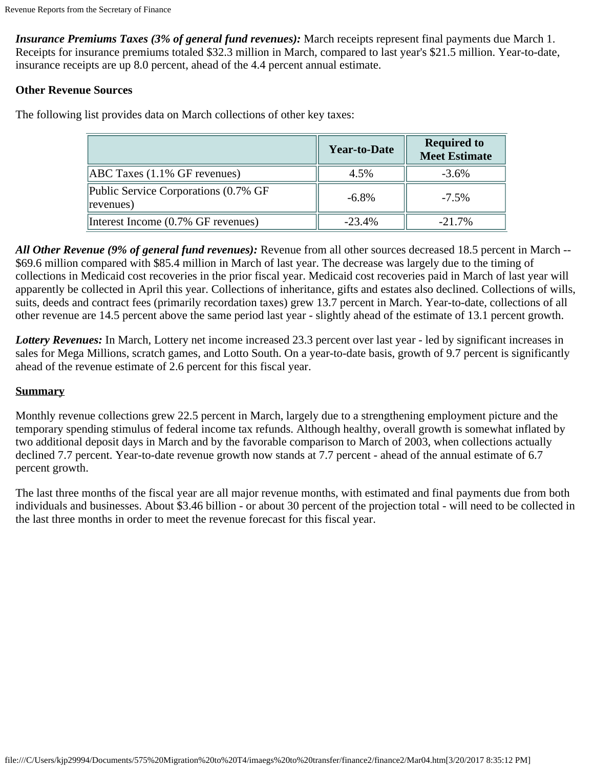***Insurance Premiums Taxes (3% of general fund revenues):*** March receipts represent final payments due March 1. Receipts for insurance premiums totaled $32.3 million in March, compared to last year's $21.5 million. Year-to-date, insurance receipts are up 8.0 percent, ahead of the 4.4 percent annual estimate.

**Other Revenue Sources**

The following list provides data on March collections of other key taxes:

| | Year-to-Date | Required to Meet Estimate |
|---|---|---|
| ABC Taxes (1.1% GF revenues) | 4.5% | -3.6% |
| Public Service Corporations (0.7% GF revenues) | -6.8% | -7.5% |
| Interest Income (0.7% GF revenues) | -23.4% | -21.7% |

***All Other Revenue (9% of general fund revenues):*** Revenue from all other sources decreased 18.5 percent in March -- $69.6 million compared with $85.4 million in March of last year. The decrease was largely due to the timing of collections in Medicaid cost recoveries in the prior fiscal year. Medicaid cost recoveries paid in March of last year will apparently be collected in April this year. Collections of inheritance, gifts and estates also declined. Collections of wills, suits, deeds and contract fees (primarily recordation taxes) grew 13.7 percent in March. Year-to-date, collections of all other revenue are 14.5 percent above the same period last year - slightly ahead of the estimate of 13.1 percent growth.

***Lottery Revenues:*** In March, Lottery net income increased 23.3 percent over last year - led by significant increases in sales for Mega Millions, scratch games, and Lotto South. On a year-to-date basis, growth of 9.7 percent is significantly ahead of the revenue estimate of 2.6 percent for this fiscal year.

**Summary**

Monthly revenue collections grew 22.5 percent in March, largely due to a strengthening employment picture and the temporary spending stimulus of federal income tax refunds. Although healthy, overall growth is somewhat inflated by two additional deposit days in March and by the favorable comparison to March of 2003, when collections actually declined 7.7 percent. Year-to-date revenue growth now stands at 7.7 percent - ahead of the annual estimate of 6.7 percent growth.

The last three months of the fiscal year are all major revenue months, with estimated and final payments due from both individuals and businesses. About $3.46 billion - or about 30 percent of the projection total - will need to be collected in the last three months in order to meet the revenue forecast for this fiscal year.